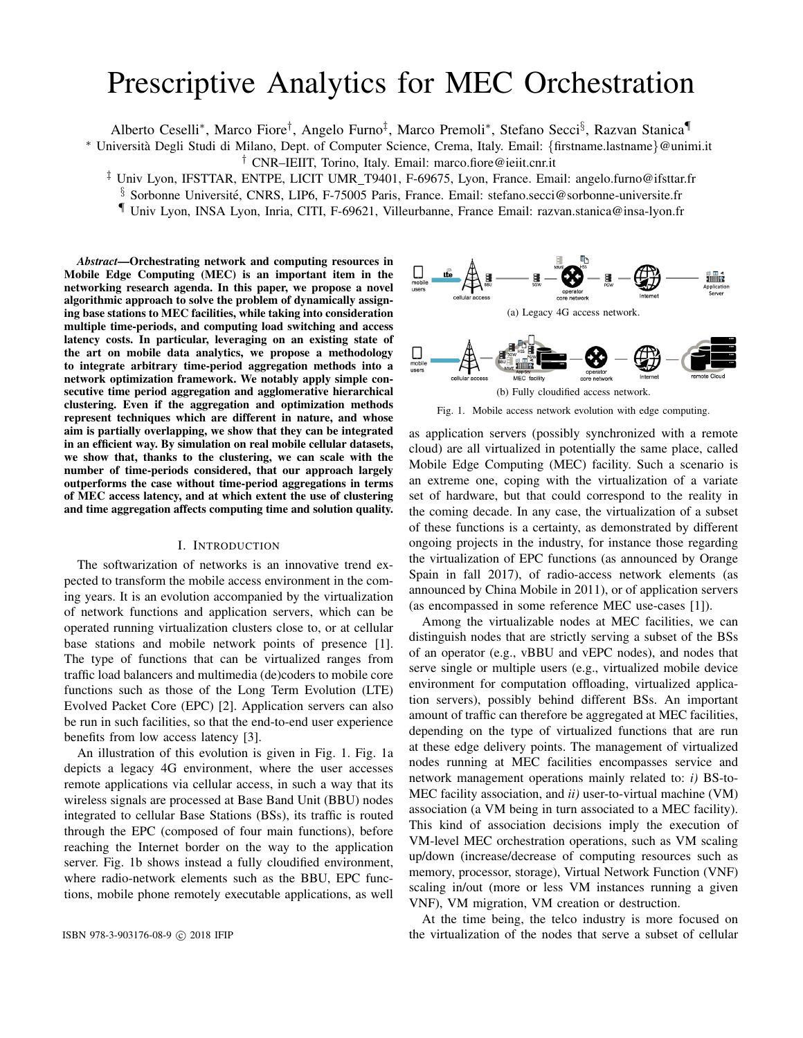# Prescriptive Analytics for MEC Orchestration

Alberto Ceselli*, Marco Fiore†, Angelo Furno‡, Marco Premoli*, Stefano Secci§, Razvan Stanica¶

\* Università Degli Studi di Milano, Dept. of Computer Science, Crema, Italy. Email: {firstname.lastname}@unimi.it

† CNR–IEIIT, Torino, Italy. Email: marco.fiore@ieiit.cnr.it

‡ Univ Lyon, IFSTTAR, ENTPE, LICIT UMR_T9401, F-69675, Lyon, France. Email: angelo.furno@ifsttar.fr

§ Sorbonne Université, CNRS, LIP6, F-75005 Paris, France. Email: stefano.secci@sorbonne-universite.fr

¶ Univ Lyon, INSA Lyon, Inria, CITI, F-69621, Villeurbanne, France Email: razvan.stanica@insa-lyon.fr

***Abstract*—Orchestrating network and computing resources in Mobile Edge Computing (MEC) is an important item in the networking research agenda. In this paper, we propose a novel algorithmic approach to solve the problem of dynamically assigning base stations to MEC facilities, while taking into consideration multiple time-periods, and computing load switching and access latency costs. In particular, leveraging on an existing state of the art on mobile data analytics, we propose a methodology to integrate arbitrary time-period aggregation methods into a network optimization framework. We notably apply simple consecutive time period aggregation and agglomerative hierarchical clustering. Even if the aggregation and optimization methods represent techniques which are different in nature, and whose aim is partially overlapping, we show that they can be integrated in an efficient way. By simulation on real mobile cellular datasets, we show that, thanks to the clustering, we can scale with the number of time-periods considered, that our approach largely outperforms the case without time-period aggregations in terms of MEC access latency, and at which extent the use of clustering and time aggregation affects computing time and solution quality.**

## I. Introduction

The softwarization of networks is an innovative trend expected to transform the mobile access environment in the coming years. It is an evolution accompanied by the virtualization of network functions and application servers, which can be operated running virtualization clusters close to, or at cellular base stations and mobile network points of presence [1]. The type of functions that can be virtualized ranges from traffic load balancers and multimedia (de)coders to mobile core functions such as those of the Long Term Evolution (LTE) Evolved Packet Core (EPC) [2]. Application servers can also be run in such facilities, so that the end-to-end user experience benefits from low access latency [3].

An illustration of this evolution is given in Fig. 1. Fig. 1a depicts a legacy 4G environment, where the user accesses remote applications via cellular access, in such a way that its wireless signals are processed at Base Band Unit (BBU) nodes integrated to cellular Base Stations (BSs), its traffic is routed through the EPC (composed of four main functions), before reaching the Internet border on the way to the application server. Fig. 1b shows instead a fully cloudified environment, where radio-network elements such as the BBU, EPC functions, mobile phone remotely executable applications, as well as application servers (possibly synchronized with a remote cloud) are all virtualized in potentially the same place, called Mobile Edge Computing (MEC) facility. Such a scenario is an extreme one, coping with the virtualization of a variate set of hardware, but that could correspond to the reality in the coming decade. In any case, the virtualization of a subset of these functions is a certainty, as demonstrated by different ongoing projects in the industry, for instance those regarding the virtualization of EPC functions (as announced by Orange Spain in fall 2017), of radio-access network elements (as announced by China Mobile in 2011), or of application servers (as encompassed in some reference MEC use-cases [1]).

(a) Legacy 4G access network.

(b) Fully cloudified access network.

Fig. 1. Mobile access network evolution with edge computing.

Among the virtualizable nodes at MEC facilities, we can distinguish nodes that are strictly serving a subset of the BSs of an operator (e.g., vBBU and vEPC nodes), and nodes that serve single or multiple users (e.g., virtualized mobile device environment for computation offloading, virtualized application servers), possibly behind different BSs. An important amount of traffic can therefore be aggregated at MEC facilities, depending on the type of virtualized functions that are run at these edge delivery points. The management of virtualized nodes running at MEC facilities encompasses service and network management operations mainly related to: *i)* BS-to-MEC facility association, and *ii)* user-to-virtual machine (VM) association (a VM being in turn associated to a MEC facility). This kind of association decisions imply the execution of VM-level MEC orchestration operations, such as VM scaling up/down (increase/decrease of computing resources such as memory, processor, storage), Virtual Network Function (VNF) scaling in/out (more or less VM instances running a given VNF), VM migration, VM creation or destruction.

At the time being, the telco industry is more focused on the virtualization of the nodes that serve a subset of cellular

ISBN 978-3-903176-08-9 © 2018 IFIP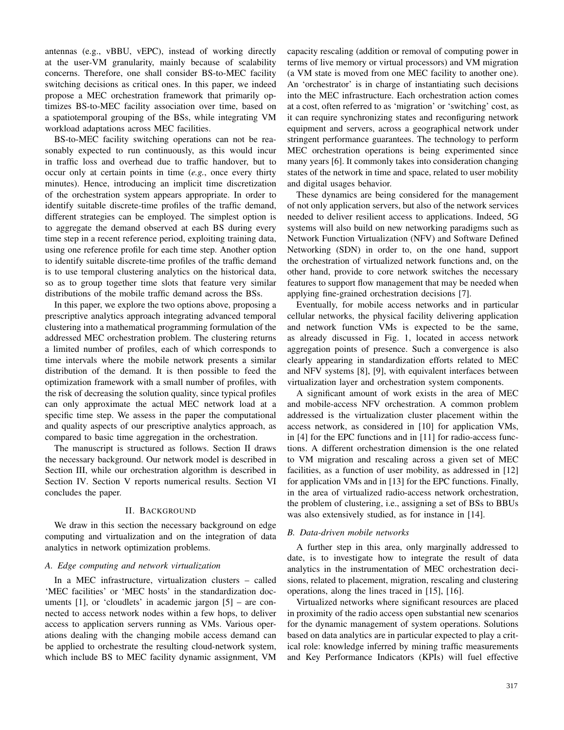antennas (e.g., vBBU, vEPC), instead of working directly at the user-VM granularity, mainly because of scalability concerns. Therefore, one shall consider BS-to-MEC facility switching decisions as critical ones. In this paper, we indeed propose a MEC orchestration framework that primarily optimizes BS-to-MEC facility association over time, based on a spatiotemporal grouping of the BSs, while integrating VM workload adaptations across MEC facilities.

BS-to-MEC facility switching operations can not be reasonably expected to run continuously, as this would incur in traffic loss and overhead due to traffic handover, but to occur only at certain points in time (*e.g.*, once every thirty minutes). Hence, introducing an implicit time discretization of the orchestration system appears appropriate. In order to identify suitable discrete-time profiles of the traffic demand, different strategies can be employed. The simplest option is to aggregate the demand observed at each BS during every time step in a recent reference period, exploiting training data, using one reference profile for each time step. Another option to identify suitable discrete-time profiles of the traffic demand is to use temporal clustering analytics on the historical data, so as to group together time slots that feature very similar distributions of the mobile traffic demand across the BSs.

In this paper, we explore the two options above, proposing a prescriptive analytics approach integrating advanced temporal clustering into a mathematical programming formulation of the addressed MEC orchestration problem. The clustering returns a limited number of profiles, each of which corresponds to time intervals where the mobile network presents a similar distribution of the demand. It is then possible to feed the optimization framework with a small number of profiles, with the risk of decreasing the solution quality, since typical profiles can only approximate the actual MEC network load at a specific time step. We assess in the paper the computational and quality aspects of our prescriptive analytics approach, as compared to basic time aggregation in the orchestration.

The manuscript is structured as follows. Section II draws the necessary background. Our network model is described in Section III, while our orchestration algorithm is described in Section IV. Section V reports numerical results. Section VI concludes the paper.

## II. Background

We draw in this section the necessary background on edge computing and virtualization and on the integration of data analytics in network optimization problems.

### A. Edge computing and network virtualization

In a MEC infrastructure, virtualization clusters – called 'MEC facilities' or 'MEC hosts' in the standardization documents [1], or 'cloudlets' in academic jargon [5] – are connected to access network nodes within a few hops, to deliver access to application servers running as VMs. Various operations dealing with the changing mobile access demand can be applied to orchestrate the resulting cloud-network system, which include BS to MEC facility dynamic assignment, VM capacity rescaling (addition or removal of computing power in terms of live memory or virtual processors) and VM migration (a VM state is moved from one MEC facility to another one). An 'orchestrator' is in charge of instantiating such decisions into the MEC infrastructure. Each orchestration action comes at a cost, often referred to as 'migration' or 'switching' cost, as it can require synchronizing states and reconfiguring network equipment and servers, across a geographical network under stringent performance guarantees. The technology to perform MEC orchestration operations is being experimented since many years [6]. It commonly takes into consideration changing states of the network in time and space, related to user mobility and digital usages behavior.

These dynamics are being considered for the management of not only application servers, but also of the network services needed to deliver resilient access to applications. Indeed, 5G systems will also build on new networking paradigms such as Network Function Virtualization (NFV) and Software Defined Networking (SDN) in order to, on the one hand, support the orchestration of virtualized network functions and, on the other hand, provide to core network switches the necessary features to support flow management that may be needed when applying fine-grained orchestration decisions [7].

Eventually, for mobile access networks and in particular cellular networks, the physical facility delivering application and network function VMs is expected to be the same, as already discussed in Fig. 1, located in access network aggregation points of presence. Such a convergence is also clearly appearing in standardization efforts related to MEC and NFV systems [8], [9], with equivalent interfaces between virtualization layer and orchestration system components.

A significant amount of work exists in the area of MEC and mobile-access NFV orchestration. A common problem addressed is the virtualization cluster placement within the access network, as considered in [10] for application VMs, in [4] for the EPC functions and in [11] for radio-access functions. A different orchestration dimension is the one related to VM migration and rescaling across a given set of MEC facilities, as a function of user mobility, as addressed in [12] for application VMs and in [13] for the EPC functions. Finally, in the area of virtualized radio-access network orchestration, the problem of clustering, i.e., assigning a set of BSs to BBUs was also extensively studied, as for instance in [14].

### B. Data-driven mobile networks

A further step in this area, only marginally addressed to date, is to investigate how to integrate the result of data analytics in the instrumentation of MEC orchestration decisions, related to placement, migration, rescaling and clustering operations, along the lines traced in [15], [16].

Virtualized networks where significant resources are placed in proximity of the radio access open substantial new scenarios for the dynamic management of system operations. Solutions based on data analytics are in particular expected to play a critical role: knowledge inferred by mining traffic measurements and Key Performance Indicators (KPIs) will fuel effective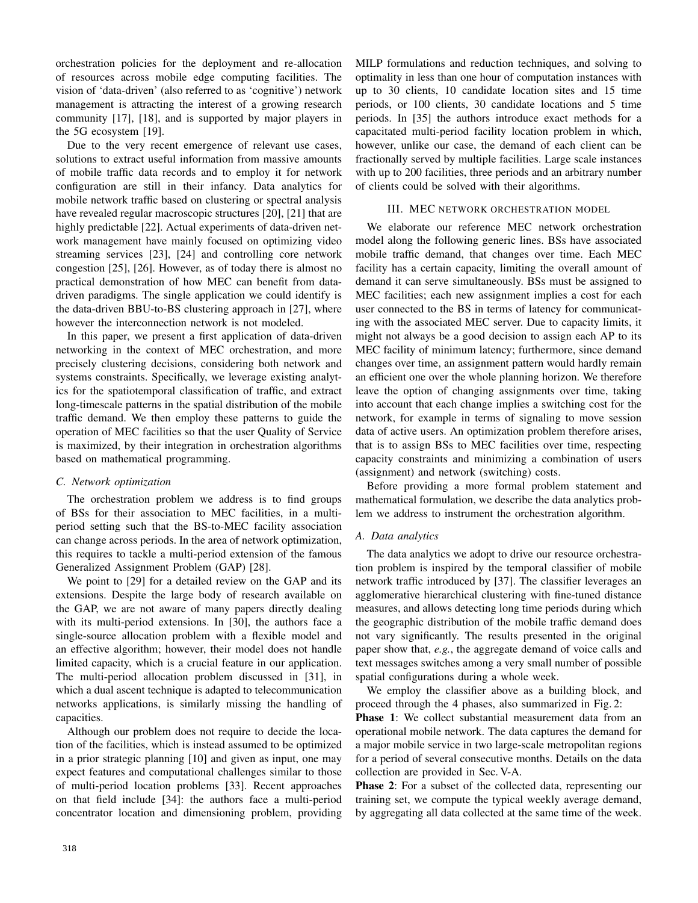orchestration policies for the deployment and re-allocation of resources across mobile edge computing facilities. The vision of 'data-driven' (also referred to as 'cognitive') network management is attracting the interest of a growing research community [17], [18], and is supported by major players in the 5G ecosystem [19].

Due to the very recent emergence of relevant use cases, solutions to extract useful information from massive amounts of mobile traffic data records and to employ it for network configuration are still in their infancy. Data analytics for mobile network traffic based on clustering or spectral analysis have revealed regular macroscopic structures [20], [21] that are highly predictable [22]. Actual experiments of data-driven network management have mainly focused on optimizing video streaming services [23], [24] and controlling core network congestion [25], [26]. However, as of today there is almost no practical demonstration of how MEC can benefit from data-driven paradigms. The single application we could identify is the data-driven BBU-to-BS clustering approach in [27], where however the interconnection network is not modeled.

In this paper, we present a first application of data-driven networking in the context of MEC orchestration, and more precisely clustering decisions, considering both network and systems constraints. Specifically, we leverage existing analytics for the spatiotemporal classification of traffic, and extract long-timescale patterns in the spatial distribution of the mobile traffic demand. We then employ these patterns to guide the operation of MEC facilities so that the user Quality of Service is maximized, by their integration in orchestration algorithms based on mathematical programming.

### C. Network optimization

The orchestration problem we address is to find groups of BSs for their association to MEC facilities, in a multi-period setting such that the BS-to-MEC facility association can change across periods. In the area of network optimization, this requires to tackle a multi-period extension of the famous Generalized Assignment Problem (GAP) [28].

We point to [29] for a detailed review on the GAP and its extensions. Despite the large body of research available on the GAP, we are not aware of many papers directly dealing with its multi-period extensions. In [30], the authors face a single-source allocation problem with a flexible model and an effective algorithm; however, their model does not handle limited capacity, which is a crucial feature in our application. The multi-period allocation problem discussed in [31], in which a dual ascent technique is adapted to telecommunication networks applications, is similarly missing the handling of capacities.

Although our problem does not require to decide the location of the facilities, which is instead assumed to be optimized in a prior strategic planning [10] and given as input, one may expect features and computational challenges similar to those of multi-period location problems [33]. Recent approaches on that field include [34]: the authors face a multi-period concentrator location and dimensioning problem, providing MILP formulations and reduction techniques, and solving to optimality in less than one hour of computation instances with up to 30 clients, 10 candidate location sites and 15 time periods, or 100 clients, 30 candidate locations and 5 time periods. In [35] the authors introduce exact methods for a capacitated multi-period facility location problem in which, however, unlike our case, the demand of each client can be fractionally served by multiple facilities. Large scale instances with up to 200 facilities, three periods and an arbitrary number of clients could be solved with their algorithms.

## III. MEC NETWORK ORCHESTRATION MODEL

We elaborate our reference MEC network orchestration model along the following generic lines. BSs have associated mobile traffic demand, that changes over time. Each MEC facility has a certain capacity, limiting the overall amount of demand it can serve simultaneously. BSs must be assigned to MEC facilities; each new assignment implies a cost for each user connected to the BS in terms of latency for communicating with the associated MEC server. Due to capacity limits, it might not always be a good decision to assign each AP to its MEC facility of minimum latency; furthermore, since demand changes over time, an assignment pattern would hardly remain an efficient one over the whole planning horizon. We therefore leave the option of changing assignments over time, taking into account that each change implies a switching cost for the network, for example in terms of signaling to move session data of active users. An optimization problem therefore arises, that is to assign BSs to MEC facilities over time, respecting capacity constraints and minimizing a combination of users (assignment) and network (switching) costs.

Before providing a more formal problem statement and mathematical formulation, we describe the data analytics problem we address to instrument the orchestration algorithm.

### A. Data analytics

The data analytics we adopt to drive our resource orchestration problem is inspired by the temporal classifier of mobile network traffic introduced by [37]. The classifier leverages an agglomerative hierarchical clustering with fine-tuned distance measures, and allows detecting long time periods during which the geographic distribution of the mobile traffic demand does not vary significantly. The results presented in the original paper show that, *e.g.*, the aggregate demand of voice calls and text messages switches among a very small number of possible spatial configurations during a whole week.

We employ the classifier above as a building block, and proceed through the 4 phases, also summarized in Fig. 2:

**Phase 1**: We collect substantial measurement data from an operational mobile network. The data captures the demand for a major mobile service in two large-scale metropolitan regions for a period of several consecutive months. Details on the data collection are provided in Sec. V-A.

**Phase 2**: For a subset of the collected data, representing our training set, we compute the typical weekly average demand, by aggregating all data collected at the same time of the week.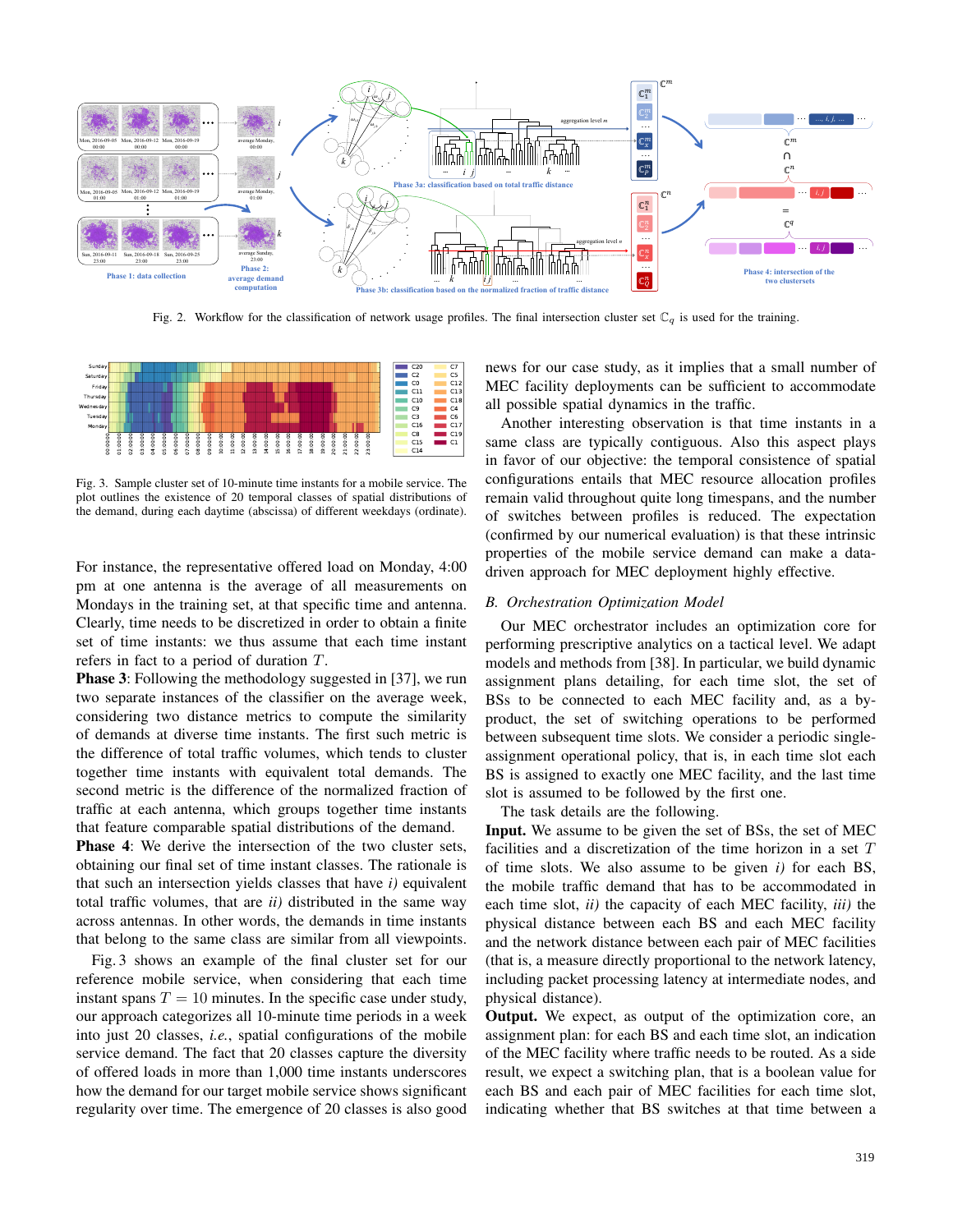Fig. 2. Workflow for the classification of network usage profiles. The final intersection cluster set $\mathbb{C}_q$ is used for the training.

Fig. 3. Sample cluster set of 10-minute time instants for a mobile service. The plot outlines the existence of 20 temporal classes of spatial distributions of the demand, during each daytime (abscissa) of different weekdays (ordinate).

For instance, the representative offered load on Monday, 4:00 pm at one antenna is the average of all measurements on Mondays in the training set, at that specific time and antenna. Clearly, time needs to be discretized in order to obtain a finite set of time instants: we thus assume that each time instant refers in fact to a period of duration $T$.

**Phase 3**: Following the methodology suggested in [37], we run two separate instances of the classifier on the average week, considering two distance metrics to compute the similarity of demands at diverse time instants. The first such metric is the difference of total traffic volumes, which tends to cluster together time instants with equivalent total demands. The second metric is the difference of the normalized fraction of traffic at each antenna, which groups together time instants that feature comparable spatial distributions of the demand.

**Phase 4**: We derive the intersection of the two cluster sets, obtaining our final set of time instant classes. The rationale is that such an intersection yields classes that have *i)* equivalent total traffic volumes, that are *ii)* distributed in the same way across antennas. In other words, the demands in time instants that belong to the same class are similar from all viewpoints.

Fig. 3 shows an example of the final cluster set for our reference mobile service, when considering that each time instant spans $T = 10$ minutes. In the specific case under study, our approach categorizes all 10-minute time periods in a week into just 20 classes, *i.e.*, spatial configurations of the mobile service demand. The fact that 20 classes capture the diversity of offered loads in more than 1,000 time instants underscores how the demand for our target mobile service shows significant regularity over time. The emergence of 20 classes is also good news for our case study, as it implies that a small number of MEC facility deployments can be sufficient to accommodate all possible spatial dynamics in the traffic.

Another interesting observation is that time instants in a same class are typically contiguous. Also this aspect plays in favor of our objective: the temporal consistence of spatial configurations entails that MEC resource allocation profiles remain valid throughout quite long timespans, and the number of switches between profiles is reduced. The expectation (confirmed by our numerical evaluation) is that these intrinsic properties of the mobile service demand can make a data-driven approach for MEC deployment highly effective.

## B. Orchestration Optimization Model

Our MEC orchestrator includes an optimization core for performing prescriptive analytics on a tactical level. We adapt models and methods from [38]. In particular, we build dynamic assignment plans detailing, for each time slot, the set of BSs to be connected to each MEC facility and, as a by-product, the set of switching operations to be performed between subsequent time slots. We consider a periodic single-assignment operational policy, that is, in each time slot each BS is assigned to exactly one MEC facility, and the last time slot is assumed to be followed by the first one.

The task details are the following.

**Input.** We assume to be given the set of BSs, the set of MEC facilities and a discretization of the time horizon in a set $T$ of time slots. We also assume to be given *i)* for each BS, the mobile traffic demand that has to be accommodated in each time slot, *ii)* the capacity of each MEC facility, *iii)* the physical distance between each BS and each MEC facility and the network distance between each pair of MEC facilities (that is, a measure directly proportional to the network latency, including packet processing latency at intermediate nodes, and physical distance).

**Output.** We expect, as output of the optimization core, an assignment plan: for each BS and each time slot, an indication of the MEC facility where traffic needs to be routed. As a side result, we expect a switching plan, that is a boolean value for each BS and each pair of MEC facilities for each time slot, indicating whether that BS switches at that time between a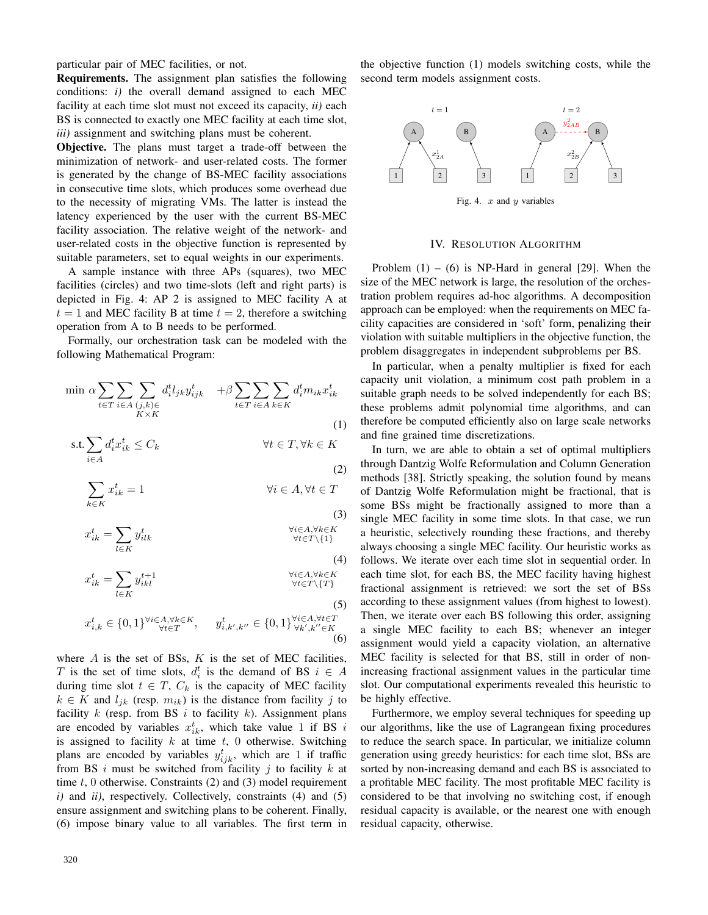particular pair of MEC facilities, or not.

**Requirements.** The assignment plan satisfies the following conditions: *i)* the overall demand assigned to each MEC facility at each time slot must not exceed its capacity, *ii)* each BS is connected to exactly one MEC facility at each time slot, *iii)* assignment and switching plans must be coherent.

**Objective.** The plans must target a trade-off between the minimization of network- and user-related costs. The former is generated by the change of BS-MEC facility associations in consecutive time slots, which produces some overhead due to the necessity of migrating VMs. The latter is instead the latency experienced by the user with the current BS-MEC facility association. The relative weight of the network- and user-related costs in the objective function is represented by suitable parameters, set to equal weights in our experiments.

A sample instance with three APs (squares), two MEC facilities (circles) and two time-slots (left and right parts) is depicted in Fig. 4: AP 2 is assigned to MEC facility A at $t = 1$ and MEC facility B at time $t = 2$, therefore a switching operation from A to B needs to be performed.

Formally, our orchestration task can be modeled with the following Mathematical Program:

$$\min \; \alpha \sum_{t \in T} \sum_{i \in A} \sum_{\substack{(j,k) \in \\ K \times K}} d_i^t l_{jk} y_{ijk}^t \quad + \beta \sum_{t \in T} \sum_{i \in A} \sum_{k \in K} d_i^t m_{ik} x_{ik}^t \tag{1}$$

$$\text{s.t.} \sum_{i \in A} d_i^t x_{ik}^t \leq C_k \qquad \forall t \in T, \forall k \in K \tag{2}$$

$$\sum_{k \in K} x_{ik}^t = 1 \qquad \forall i \in A, \forall t \in T \tag{3}$$

$$x_{ik}^t = \sum_{l \in K} y_{ilk}^t \qquad \forall i \in A, \forall k \in K, \forall t \in T \setminus \{1\} \tag{4}$$

$$x_{ik}^t = \sum_{l \in K} y_{ikl}^{t+1} \qquad \forall i \in A, \forall k \in K, \forall t \in T \setminus \{T\} \tag{5}$$

$$x_{i,k}^t \in \{0,1\}^{\forall i \in A, \forall k \in K}_{\forall t \in T}, \qquad y_{i,k',k''}^t \in \{0,1\}^{\forall i \in A, \forall t \in T}_{\forall k', k'' \in K} \tag{6}$$

where $A$ is the set of BSs, $K$ is the set of MEC facilities, $T$ is the set of time slots, $d_i^t$ is the demand of BS $i \in A$ during time slot $t \in T$, $C_k$ is the capacity of MEC facility $k \in K$ and $l_{jk}$ (resp. $m_{ik}$) is the distance from facility $j$ to facility $k$ (resp. from BS $i$ to facility $k$). Assignment plans are encoded by variables $x_{ik}^t$, which take value 1 if BS $i$ is assigned to facility $k$ at time $t$, 0 otherwise. Switching plans are encoded by variables $y_{ijk}^t$, which are 1 if traffic from BS $i$ must be switched from facility $j$ to facility $k$ at time $t$, 0 otherwise. Constraints (2) and (3) model requirement *i)* and *ii)*, respectively. Collectively, constraints (4) and (5) ensure assignment and switching plans to be coherent. Finally, (6) impose binary value to all variables. The first term in the objective function (1) models switching costs, while the second term models assignment costs.

Fig. 4. $x$ and $y$ variables

## IV. Resolution Algorithm

Problem (1) – (6) is NP-Hard in general [29]. When the size of the MEC network is large, the resolution of the orchestration problem requires ad-hoc algorithms. A decomposition approach can be employed: when the requirements on MEC facility capacities are considered in 'soft' form, penalizing their violation with suitable multipliers in the objective function, the problem disaggregates in independent subproblems per BS.

In particular, when a penalty multiplier is fixed for each capacity unit violation, a minimum cost path problem in a suitable graph needs to be solved independently for each BS; these problems admit polynomial time algorithms, and can therefore be computed efficiently also on large scale networks and fine grained time discretizations.

In turn, we are able to obtain a set of optimal multipliers through Dantzig Wolfe Reformulation and Column Generation methods [38]. Strictly speaking, the solution found by means of Dantzig Wolfe Reformulation might be fractional, that is some BSs might be fractionally assigned to more than a single MEC facility in some time slots. In that case, we run a heuristic, selectively rounding these fractions, and thereby always choosing a single MEC facility. Our heuristic works as follows. We iterate over each time slot in sequential order. In each time slot, for each BS, the MEC facility having highest fractional assignment is retrieved: we sort the set of BSs according to these assignment values (from highest to lowest). Then, we iterate over each BS following this order, assigning a single MEC facility to each BS; whenever an integer assignment would yield a capacity violation, an alternative MEC facility is selected for that BS, still in order of non-increasing fractional assignment values in the particular time slot. Our computational experiments revealed this heuristic to be highly effective.

Furthermore, we employ several techniques for speeding up our algorithms, like the use of Lagrangean fixing procedures to reduce the search space. In particular, we initialize column generation using greedy heuristics: for each time slot, BSs are sorted by non-increasing demand and each BS is associated to a profitable MEC facility. The most profitable MEC facility is considered to be that involving no switching cost, if enough residual capacity is available, or the nearest one with enough residual capacity, otherwise.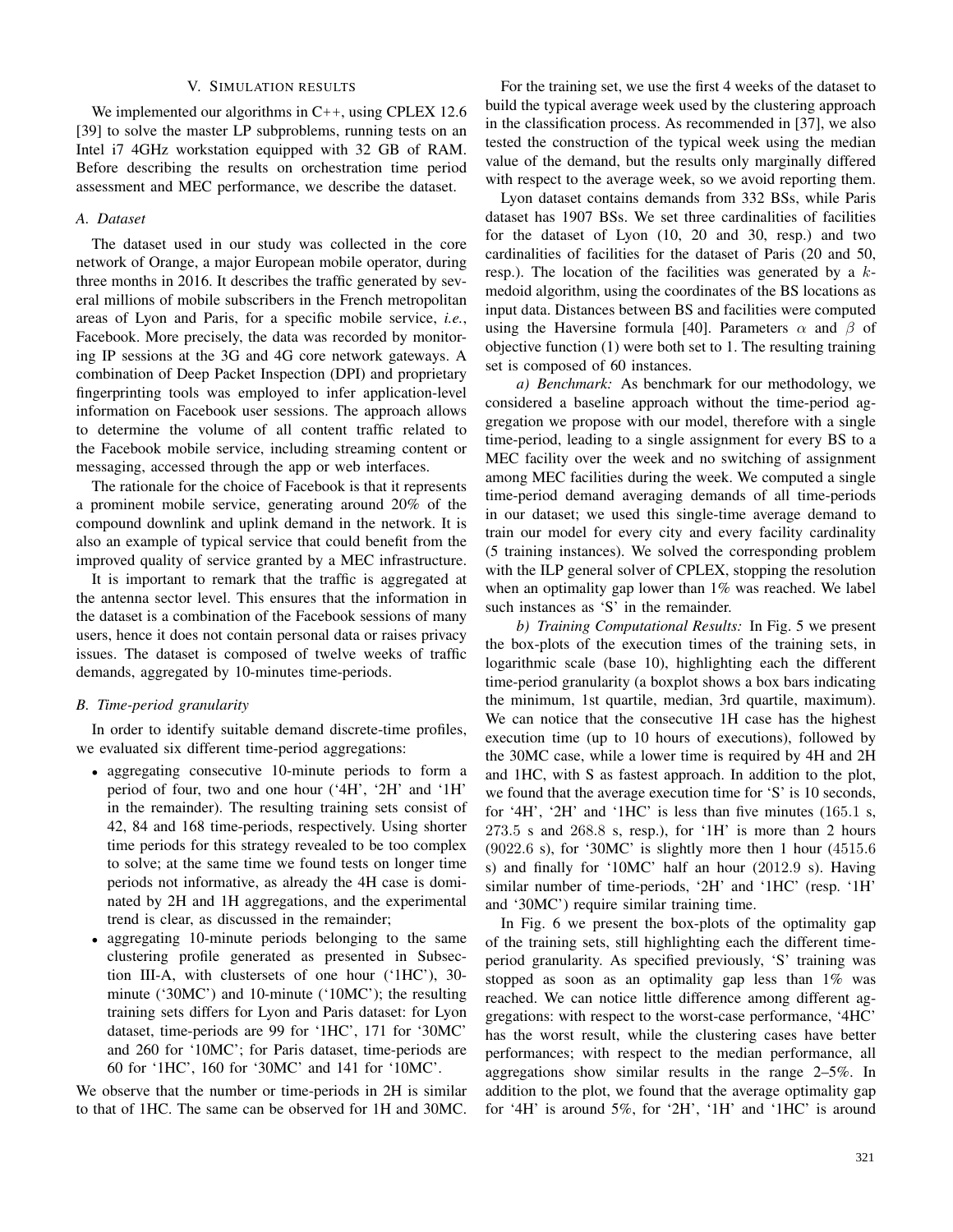## V. Simulation results

We implemented our algorithms in C++, using CPLEX 12.6 [39] to solve the master LP subproblems, running tests on an Intel i7 4GHz workstation equipped with 32 GB of RAM. Before describing the results on orchestration time period assessment and MEC performance, we describe the dataset.

### A. Dataset

The dataset used in our study was collected in the core network of Orange, a major European mobile operator, during three months in 2016. It describes the traffic generated by several millions of mobile subscribers in the French metropolitan areas of Lyon and Paris, for a specific mobile service, *i.e.*, Facebook. More precisely, the data was recorded by monitoring IP sessions at the 3G and 4G core network gateways. A combination of Deep Packet Inspection (DPI) and proprietary fingerprinting tools was employed to infer application-level information on Facebook user sessions. The approach allows to determine the volume of all content traffic related to the Facebook mobile service, including streaming content or messaging, accessed through the app or web interfaces.

The rationale for the choice of Facebook is that it represents a prominent mobile service, generating around 20% of the compound downlink and uplink demand in the network. It is also an example of typical service that could benefit from the improved quality of service granted by a MEC infrastructure.

It is important to remark that the traffic is aggregated at the antenna sector level. This ensures that the information in the dataset is a combination of the Facebook sessions of many users, hence it does not contain personal data or raises privacy issues. The dataset is composed of twelve weeks of traffic demands, aggregated by 10-minutes time-periods.

### B. Time-period granularity

In order to identify suitable demand discrete-time profiles, we evaluated six different time-period aggregations:

- aggregating consecutive 10-minute periods to form a period of four, two and one hour ('4H', '2H' and '1H' in the remainder). The resulting training sets consist of 42, 84 and 168 time-periods, respectively. Using shorter time periods for this strategy revealed to be too complex to solve; at the same time we found tests on longer time periods not informative, as already the 4H case is dominated by 2H and 1H aggregations, and the experimental trend is clear, as discussed in the remainder;
- aggregating 10-minute periods belonging to the same clustering profile generated as presented in Subsection III-A, with clustersets of one hour ('1HC'), 30-minute ('30MC') and 10-minute ('10MC'); the resulting training sets differs for Lyon and Paris dataset: for Lyon dataset, time-periods are 99 for '1HC', 171 for '30MC' and 260 for '10MC'; for Paris dataset, time-periods are 60 for '1HC', 160 for '30MC' and 141 for '10MC'.

We observe that the number or time-periods in 2H is similar to that of 1HC. The same can be observed for 1H and 30MC.

For the training set, we use the first 4 weeks of the dataset to build the typical average week used by the clustering approach in the classification process. As recommended in [37], we also tested the construction of the typical week using the median value of the demand, but the results only marginally differed with respect to the average week, so we avoid reporting them.

Lyon dataset contains demands from 332 BSs, while Paris dataset has 1907 BSs. We set three cardinalities of facilities for the dataset of Lyon (10, 20 and 30, resp.) and two cardinalities of facilities for the dataset of Paris (20 and 50, resp.). The location of the facilities was generated by a $k$-medoid algorithm, using the coordinates of the BS locations as input data. Distances between BS and facilities were computed using the Haversine formula [40]. Parameters $\alpha$ and $\beta$ of objective function (1) were both set to 1. The resulting training set is composed of 60 instances.

*a) Benchmark:* As benchmark for our methodology, we considered a baseline approach without the time-period aggregation we propose with our model, therefore with a single time-period, leading to a single assignment for every BS to a MEC facility over the week and no switching of assignment among MEC facilities during the week. We computed a single time-period demand averaging demands of all time-periods in our dataset; we used this single-time average demand to train our model for every city and every facility cardinality (5 training instances). We solved the corresponding problem with the ILP general solver of CPLEX, stopping the resolution when an optimality gap lower than 1% was reached. We label such instances as 'S' in the remainder.

*b) Training Computational Results:* In Fig. 5 we present the box-plots of the execution times of the training sets, in logarithmic scale (base 10), highlighting each the different time-period granularity (a boxplot shows a box bars indicating the minimum, 1st quartile, median, 3rd quartile, maximum). We can notice that the consecutive 1H case has the highest execution time (up to 10 hours of executions), followed by the 30MC case, while a lower time is required by 4H and 2H and 1HC, with S as fastest approach. In addition to the plot, we found that the average execution time for 'S' is 10 seconds, for '4H', '2H' and '1HC' is less than five minutes (165.1 s, 273.5 s and 268.8 s, resp.), for '1H' is more than 2 hours (9022.6 s), for '30MC' is slightly more then 1 hour (4515.6 s) and finally for '10MC' half an hour (2012.9 s). Having similar number of time-periods, '2H' and '1HC' (resp. '1H' and '30MC') require similar training time.

In Fig. 6 we present the box-plots of the optimality gap of the training sets, still highlighting each the different time-period granularity. As specified previously, 'S' training was stopped as soon as an optimality gap less than 1% was reached. We can notice little difference among different aggregations: with respect to the worst-case performance, '4HC' has the worst result, while the clustering cases have better performances; with respect to the median performance, all aggregations show similar results in the range 2–5%. In addition to the plot, we found that the average optimality gap for '4H' is around 5%, for '2H', '1H' and '1HC' is around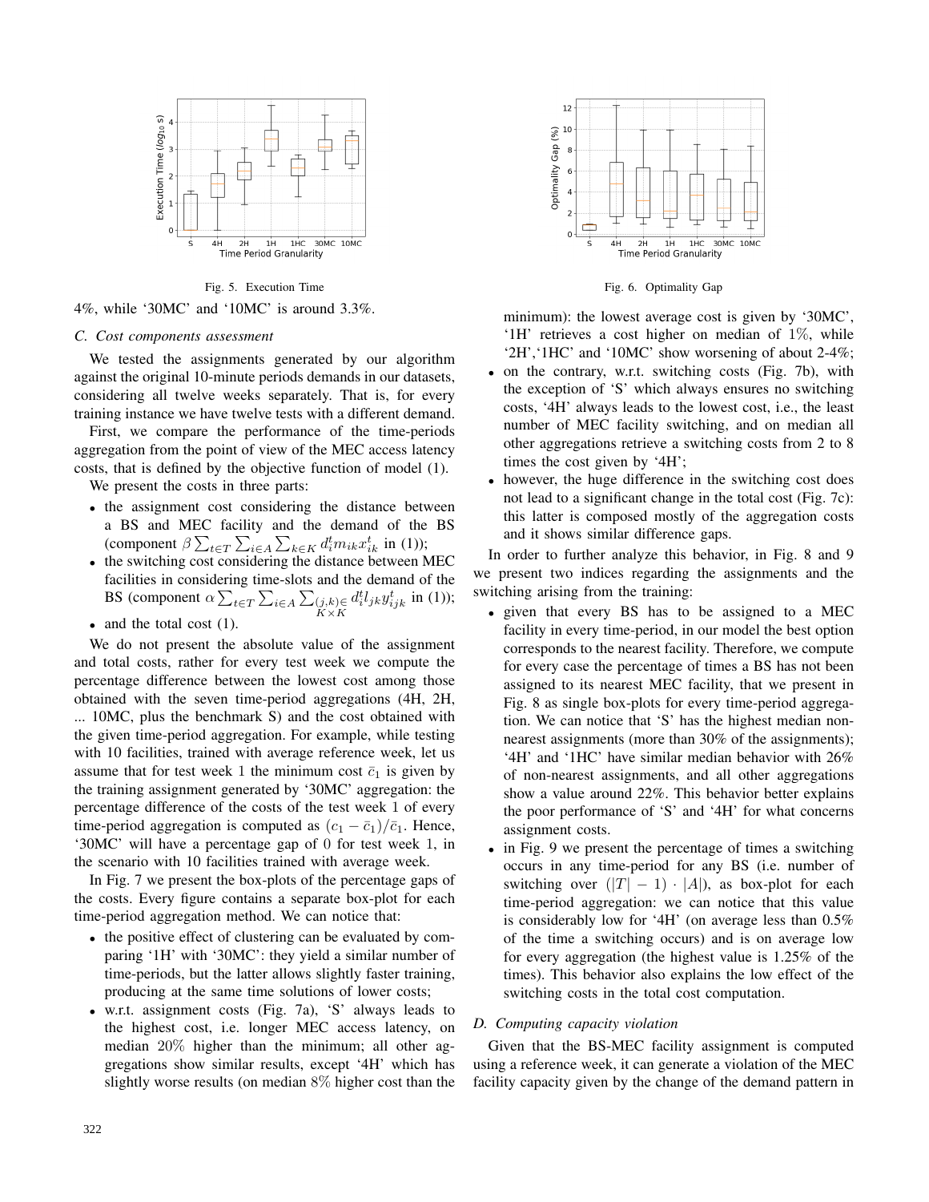Fig. 5. Execution Time

Fig. 6. Optimality Gap

4%, while '30MC' and '10MC' is around 3.3%.

### C. Cost components assessment

We tested the assignments generated by our algorithm against the original 10-minute periods demands in our datasets, considering all twelve weeks separately. That is, for every training instance we have twelve tests with a different demand.

First, we compare the performance of the time-periods aggregation from the point of view of the MEC access latency costs, that is defined by the objective function of model (1).

We present the costs in three parts:

- the assignment cost considering the distance between a BS and MEC facility and the demand of the BS (component $\beta \sum_{t \in T} \sum_{i \in A} \sum_{k \in K} d_i^t m_{ik} x_{ik}^t$ in (1));
- the switching cost considering the distance between MEC facilities in considering time-slots and the demand of the BS (component $\alpha \sum_{t \in T} \sum_{i \in A} \sum_{(j,k) \in K \times K} d_i^t l_{jk} y_{ijk}^t$ in (1));
- and the total cost (1).

We do not present the absolute value of the assignment and total costs, rather for every test week we compute the percentage difference between the lowest cost among those obtained with the seven time-period aggregations (4H, 2H, ... 10MC, plus the benchmark S) and the cost obtained with the given time-period aggregation. For example, while testing with 10 facilities, trained with average reference week, let us assume that for test week 1 the minimum cost $\bar{c}_1$ is given by the training assignment generated by '30MC' aggregation: the percentage difference of the costs of the test week 1 of every time-period aggregation is computed as $(c_1 - \bar{c}_1)/\bar{c}_1$. Hence, '30MC' will have a percentage gap of 0 for test week 1, in the scenario with 10 facilities trained with average week.

In Fig. 7 we present the box-plots of the percentage gaps of the costs. Every figure contains a separate box-plot for each time-period aggregation method. We can notice that:

- the positive effect of clustering can be evaluated by comparing '1H' with '30MC': they yield a similar number of time-periods, but the latter allows slightly faster training, producing at the same time solutions of lower costs;
- w.r.t. assignment costs (Fig. 7a), 'S' always leads to the highest cost, i.e. longer MEC access latency, on median $20\%$ higher than the minimum; all other aggregations show similar results, except '4H' which has slightly worse results (on median 8% higher cost than the minimum): the lowest average cost is given by '30MC', '1H' retrieves a cost higher on median of $1\%$, while '2H','1HC' and '10MC' show worsening of about 2-4%;
- on the contrary, w.r.t. switching costs (Fig. 7b), with the exception of 'S' which always ensures no switching costs, '4H' always leads to the lowest cost, i.e., the least number of MEC facility switching, and on median all other aggregations retrieve a switching costs from 2 to 8 times the cost given by '4H';
- however, the huge difference in the switching cost does not lead to a significant change in the total cost (Fig. 7c): this latter is composed mostly of the aggregation costs and it shows similar difference gaps.

In order to further analyze this behavior, in Fig. 8 and 9 we present two indices regarding the assignments and the switching arising from the training:

- given that every BS has to be assigned to a MEC facility in every time-period, in our model the best option corresponds to the nearest facility. Therefore, we compute for every case the percentage of times a BS has not been assigned to its nearest MEC facility, that we present in Fig. 8 as single box-plots for every time-period aggregation. We can notice that 'S' has the highest median non-nearest assignments (more than 30% of the assignments); '4H' and '1HC' have similar median behavior with 26% of non-nearest assignments, and all other aggregations show a value around 22%. This behavior better explains the poor performance of 'S' and '4H' for what concerns assignment costs.
- in Fig. 9 we present the percentage of times a switching occurs in any time-period for any BS (i.e. number of switching over $(|T| - 1) \cdot |A|$), as box-plot for each time-period aggregation: we can notice that this value is considerably low for '4H' (on average less than 0.5% of the time a switching occurs) and is on average low for every aggregation (the highest value is 1.25% of the times). This behavior also explains the low effect of the switching costs in the total cost computation.

### D. Computing capacity violation

Given that the BS-MEC facility assignment is computed using a reference week, it can generate a violation of the MEC facility capacity given by the change of the demand pattern in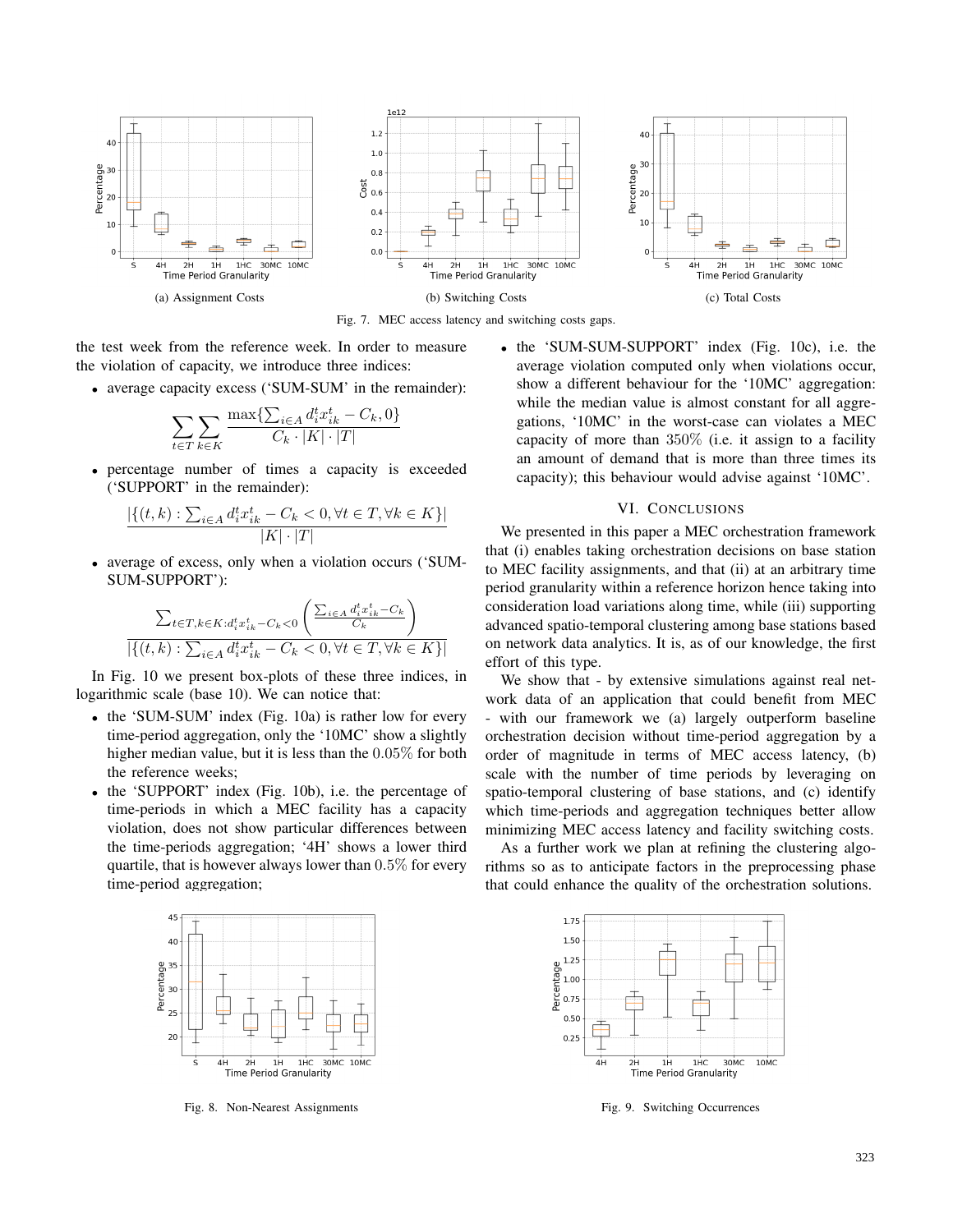(a) Assignment Costs

(b) Switching Costs

(c) Total Costs

Fig. 7. MEC access latency and switching costs gaps.

the test week from the reference week. In order to measure the violation of capacity, we introduce three indices:

- average capacity excess ('SUM-SUM' in the remainder):

$$\sum_{t \in T} \sum_{k \in K} \frac{\max\{\sum_{i \in A} d_i^t x_{ik}^t - C_k, 0\}}{C_k \cdot |K| \cdot |T|}$$

- percentage number of times a capacity is exceeded ('SUPPORT' in the remainder):

$$\frac{|\{(t,k) : \sum_{i \in A} d_i^t x_{ik}^t - C_k < 0, \forall t \in T, \forall k \in K\}|}{|K| \cdot |T|}$$

- average of excess, only when a violation occurs ('SUM-SUM-SUPPORT'):

$$\frac{\sum_{t \in T, k \in K : d_i^t x_{ik}^t - C_k < 0} \left( \frac{\sum_{i \in A} d_i^t x_{ik}^t - C_k}{C_k} \right)}{|\{(t,k) : \sum_{i \in A} d_i^t x_{ik}^t - C_k < 0, \forall t \in T, \forall k \in K\}|}$$

In Fig. 10 we present box-plots of these three indices, in logarithmic scale (base 10). We can notice that:

- the 'SUM-SUM' index (Fig. 10a) is rather low for every time-period aggregation, only the '10MC' show a slightly higher median value, but it is less than the $0.05\%$ for both the reference weeks;
- the 'SUPPORT' index (Fig. 10b), i.e. the percentage of time-periods in which a MEC facility has a capacity violation, does not show particular differences between the time-periods aggregation; '4H' shows a lower third quartile, that is however always lower than $0.5\%$ for every time-period aggregation;
- the 'SUM-SUM-SUPPORT' index (Fig. 10c), i.e. the average violation computed only when violations occur, show a different behaviour for the '10MC' aggregation: while the median value is almost constant for all aggregations, '10MC' in the worst-case can violates a MEC capacity of more than $350\%$ (i.e. it assign to a facility an amount of demand that is more than three times its capacity); this behaviour would advise against '10MC'.

## VI. Conclusions

We presented in this paper a MEC orchestration framework that (i) enables taking orchestration decisions on base station to MEC facility assignments, and that (ii) at an arbitrary time period granularity within a reference horizon hence taking into consideration load variations along time, while (iii) supporting advanced spatio-temporal clustering among base stations based on network data analytics. It is, as of our knowledge, the first effort of this type.

We show that - by extensive simulations against real network data of an application that could benefit from MEC - with our framework we (a) largely outperform baseline orchestration decision without time-period aggregation by a order of magnitude in terms of MEC access latency, (b) scale with the number of time periods by leveraging on spatio-temporal clustering of base stations, and (c) identify which time-periods and aggregation techniques better allow minimizing MEC access latency and facility switching costs.

As a further work we plan at refining the clustering algorithms so as to anticipate factors in the preprocessing phase that could enhance the quality of the orchestration solutions.

Fig. 8. Non-Nearest Assignments

Fig. 9. Switching Occurrences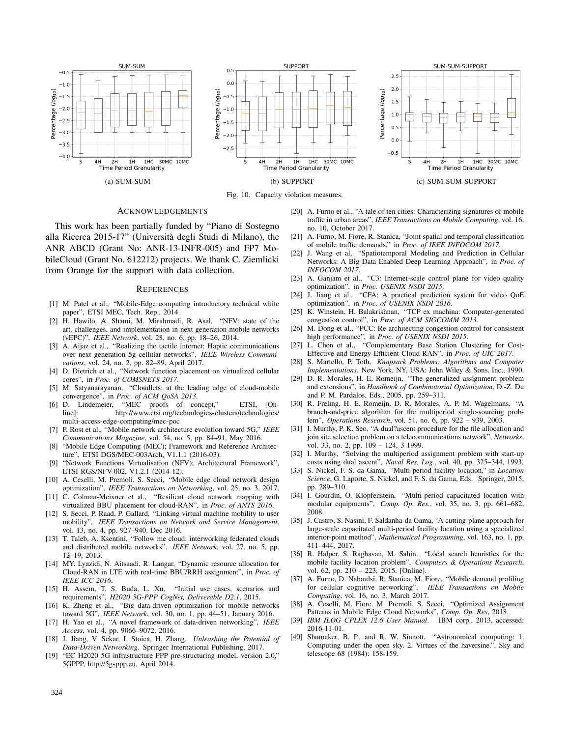SUM-SUM

Percentage ($log_{10}$)

−0.5 −1.0 −1.5 −2.0 −2.5 −3.0 −3.5 −4.0

S 4H 2H 1H 1HC 30MC 10MC

Time Period Granularity

(a) SUM-SUM

SUPPORT

Percentage ($log_{10}$)

0.5 0.0 −0.5 −1.0 −1.5 −2.0 −2.5

S 4H 2H 1H 1HC 30MC 10MC

Time Period Granularity

(b) SUPPORT

SUM-SUM-SUPPORT

Percentage ($log_{10}$)

2.5 2.0 1.5 1.0 0.5 0.0 −0.5

S 4H 2H 1H 1HC 30MC 10MC

Time Period Granularity

(c) SUM-SUM-SUPPORT

Fig. 10. Capacity violation measures.

## Acknowledgements

This work has been partially funded by "Piano di Sostegno alla Ricerca 2015-17" (Università degli Studi di Milano), the ANR ABCD (Grant No: ANR-13-INFR-005) and FP7 MobileCloud (Grant No. 612212) projects. We thank C. Ziemlicki from Orange for the support with data collection.

## References

[1] M. Patel et al., "Mobile-Edge computing introductory technical white paper", ETSI MEC, Tech. Rep., 2014.

[2] H. Hawilo, A. Shami, M. Mirahmadi, R. Asal, "NFV: state of the art, challenges, and implementation in next generation mobile networks (vEPC)", *IEEE Network*, vol. 28, no. 6, pp. 18–26, 2014.

[3] A. Aijaz et al., "Realizing the tactile internet: Haptic communications over next generation 5g cellular networks", *IEEE Wireless Communications*, vol. 24, no. 2, pp. 82–89, April 2017.

[4] D. Dietrich et al., "Network function placement on virtualized cellular cores", in *Proc. of COMSNETS 2017*.

[5] M. Satyanarayanan, "Cloudlets: at the leading edge of cloud-mobile convergence", in *Proc. of ACM QoSA 2013*.

[6] D. Lindemeier, "MEC proofs of concept," ETSI, [Online]: http://www.etsi.org/technologies-clusters/technologies/multi-access-edge-computing/mec-poc

[7] P. Rost et al., "Mobile network architecture evolution toward 5G," *IEEE Communications Magazine*, vol. 54, no. 5, pp. 84–91, May 2016.

[8] "Mobile Edge Computing (MEC); Framework and Reference Architecture", ETSI DGS/MEC-003Arch, V1.1.1 (2016-03).

[9] "Network Functions Virtualisation (NFV); Architectural Framework", ETSI RGS/NFV-002, V1.2.1 (2014-12).

[10] A. Ceselli, M. Premoli, S. Secci, "Mobile edge cloud network design optimization", *IEEE Transactions on Networking*, vol. 25, no. 3, 2017.

[11] C. Colman-Meixner et al., "Resilient cloud network mapping with virtualized BBU placement for cloud-RAN", in *Proc. of ANTS 2016*.

[12] S. Secci, P. Raad, P. Gallard, "Linking virtual machine mobility to user mobility", *IEEE Transactions on Network and Service Management*, vol. 13, no. 4, pp. 927–940, Dec 2016.

[13] T. Taleb, A. Ksentini, "Follow me cloud: interworking federated clouds and distributed mobile networks", *IEEE Network*, vol. 27, no. 5, pp. 12–19, 2013.

[14] MY. Lyazidi, N. Aitsaadi, R. Langar, "Dynamic resource allocation for Cloud-RAN in LTE with real-time BBU/RRH assignment", in *Proc. of IEEE ICC 2016*.

[15] H. Assem, T. S. Buda, L. Xu, "Initial use cases, scenarios and requirements", *H2020 5G-PPP CogNet, Deliverable D2.1*, 2015.

[16] K. Zheng et al., "Big data-driven optimization for mobile networks toward 5G", *IEEE Network*, vol. 30, no. 1, pp. 44–51, January 2016.

[17] H. Yao et al., "A novel framework of data-driven networking", *IEEE Access*, vol. 4, pp. 9066–9072, 2016.

[18] J. Jiang, V. Sekar, I. Stoica, H. Zhang, *Unleashing the Potential of Data-Driven Networking*. Springer International Publishing, 2017.

[19] "EC H2020 5G infrastructure PPP pre-structuring model, version 2.0," 5GPPP, http://5g-ppp.eu, April 2014.

[20] A. Furno et al., "A tale of ten cities: Characterizing signatures of mobile traffic in urban areas", *IEEE Transactions on Mobile Computing*, vol. 16, no. 10, October 2017.

[21] A. Furno, M. Fiore, R. Stanica, "Joint spatial and temporal classification of mobile traffic demands," in *Proc. of IEEE INFOCOM 2017*.

[22] J. Wang et al, "Spatiotemporal Modeling and Prediction in Cellular Networks: A Big Data Enabled Deep Learning Approach", in *Proc. of INFOCOM 2017*.

[23] A. Ganjam et al., "C3: Internet-scale control plane for video quality optimization", in *Proc. USENIX NSDI 2015*.

[24] J. Jiang et al., "CFA: A practical prediction system for video QoE optimization", in *Proc. of USENIX NSDI 2016*.

[25] K. Winstein, H. Balakrishnan, "TCP ex machina: Computer-generated congestion control", in *Proc. of ACM SIGCOMM 2013*.

[26] M. Dong et al., "PCC: Re-architecting congestion control for consistent high performance", in *Proc. of USENIX NSDI 2015*.

[27] L. Chen et al., "Complementary Base Station Clustering for Cost-Effective and Energy-Efficient Cloud-RAN", in *Proc. of UIC 2017*.

[28] S. Martello, P. Toth, *Knapsack Problems: Algorithms and Computer Implementations*. New York, NY, USA: John Wiley & Sons, Inc., 1990.

[29] D. R. Morales, H. E. Romeijn, "The generalized assignment problem and extensions", in *Handbook of Combinatorial Optimization*, D.-Z. Du and P. M. Pardalos, Eds., 2005, pp. 259–311.

[30] R. Freling, H. E. Romeijn, D. R. Morales, A. P. M. Wagelmans, "A branch-and-price algorithm for the multiperiod single-sourcing problem", *Operations Research*, vol. 51, no. 6, pp. 922 – 939, 2003.

[31] I. Murthy, P. K. Seo, "A dual?ascent procedure for the file allocation and join site selection problem on a telecommunications network", *Networks*, vol. 33, no. 2, pp. 109 – 124, 3 1999.

[32] I. Murthy, "Solving the multiperiod assignment problem with start-up costs using dual ascent", *Naval Res. Log.*, vol. 40, pp. 325–344, 1993.

[33] S. Nickel, F. S. da Gama, "Multi-period facility location," in *Location Science*, G. Laporte, S. Nickel, and F. S. da Gama, Eds. Springer, 2015, pp. 289–310.

[34] I. Gourdin, O. Klopfenstein, "Multi-period capacitated location with modular equipments", *Comp. Op. Res.*, vol. 35, no. 3, pp. 661–682, 2008.

[35] J. Castro, S. Nasini, F. Saldanha-da Gama, "A cutting-plane approach for large-scale capacitated multi-period facility location using a specialized interior-point method", *Mathematical Programming*, vol. 163, no. 1, pp. 411–444, 2017.

[36] R. Halper, S. Raghavan, M. Sahin, "Local search heuristics for the mobile facility location problem", *Computers & Operations Research*, vol. 62, pp. 210 – 223, 2015. [Online].

[37] A. Furno, D. Naboulsi, R. Stanica, M. Fiore, "Mobile demand profiling for cellular cognitive networking", *IEEE Transactions on Mobile Computing*, vol. 16, no. 3, March 2017.

[38] A. Ceselli, M. Fiore, M. Premoli, S. Secci, "Optimized Assignment Patterns in Mobile Edge Cloud Networks", *Comp. Op. Res*, 2018.

[39] *IBM ILOG CPLEX 12.6 User Manual*. IBM corp., 2013, accessed: 2016-11-01.

[40] Shumaker, B. P., and R. W. Sinnott. "Astronomical computing: 1. Computing under the open sky. 2. Virtues of the haversine.", Sky and telescope 68 (1984): 158-159.